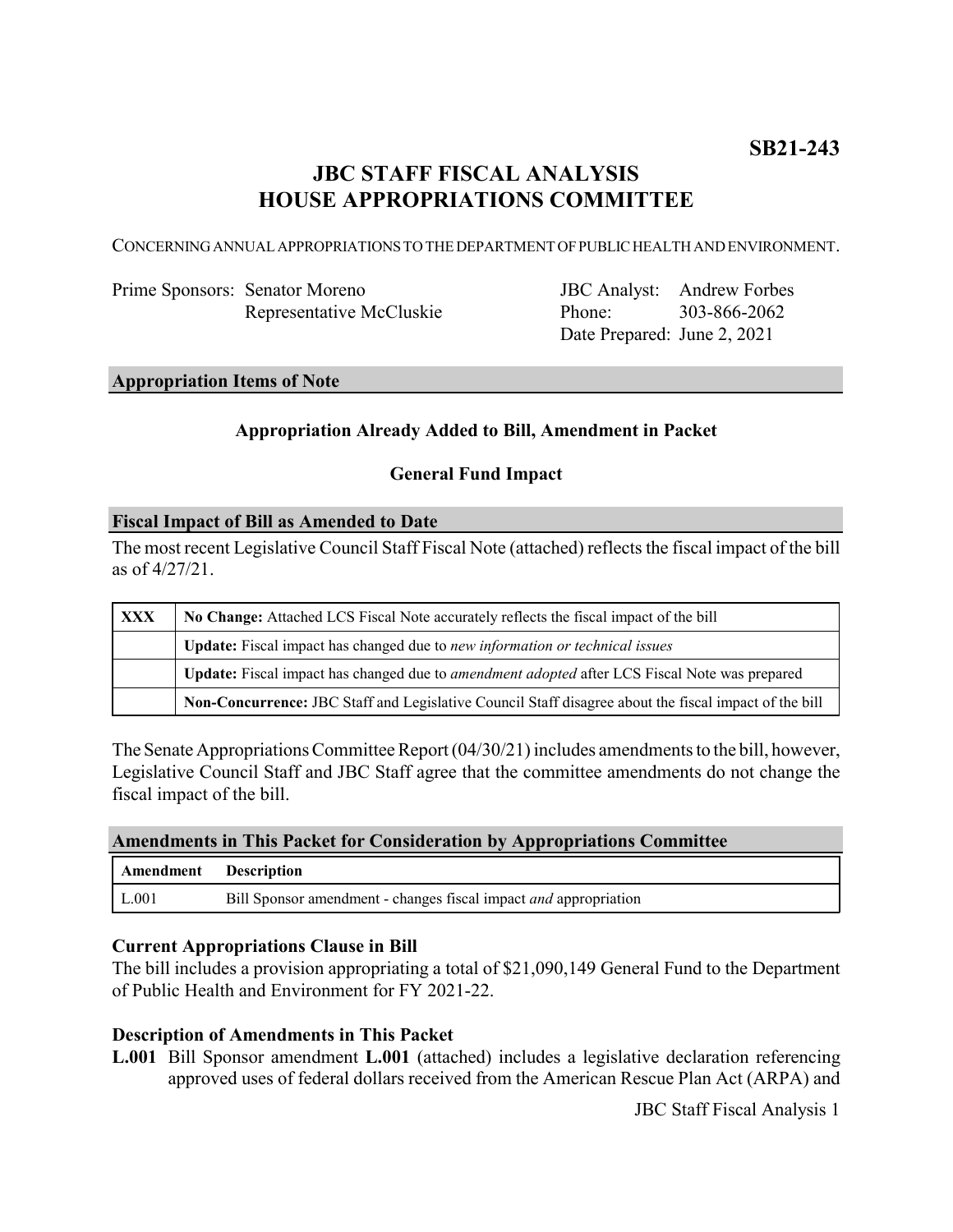**SB21-243**

# JBC STAFF FISCAL ANALYSIS
# HOUSE APPROPRIATIONS COMMITTEE

CONCERNING ANNUAL APPROPRIATIONS TO THE DEPARTMENT OF PUBLIC HEALTH AND ENVIRONMENT.

| | | | |
|---|---|---|---|
| Prime Sponsors: | Senator Moreno | JBC Analyst: | Andrew Forbes |
| | Representative McCluskie | Phone: | 303-866-2062 |
| | | Date Prepared: | June 2, 2021 |

## Appropriation Items of Note

**Appropriation Already Added to Bill, Amendment in Packet**

**General Fund Impact**

## Fiscal Impact of Bill as Amended to Date

The most recent Legislative Council Staff Fiscal Note (attached) reflects the fiscal impact of the bill as of 4/27/21.

| | |
|---|---|
| **XXX** | **No Change:** Attached LCS Fiscal Note accurately reflects the fiscal impact of the bill |
| | **Update:** Fiscal impact has changed due to *new information or technical issues* |
| | **Update:** Fiscal impact has changed due to *amendment adopted* after LCS Fiscal Note was prepared |
| | **Non-Concurrence:** JBC Staff and Legislative Council Staff disagree about the fiscal impact of the bill |

The Senate Appropriations Committee Report (04/30/21) includes amendments to the bill, however, Legislative Council Staff and JBC Staff agree that the committee amendments do not change the fiscal impact of the bill.

## Amendments in This Packet for Consideration by Appropriations Committee

| Amendment | Description |
|---|---|
| L.001 | Bill Sponsor amendment - changes fiscal impact *and* appropriation |

### Current Appropriations Clause in Bill

The bill includes a provision appropriating a total of $21,090,149 General Fund to the Department of Public Health and Environment for FY 2021-22.

### Description of Amendments in This Packet

**L.001** Bill Sponsor amendment **L.001** (attached) includes a legislative declaration referencing approved uses of federal dollars received from the American Rescue Plan Act (ARPA) and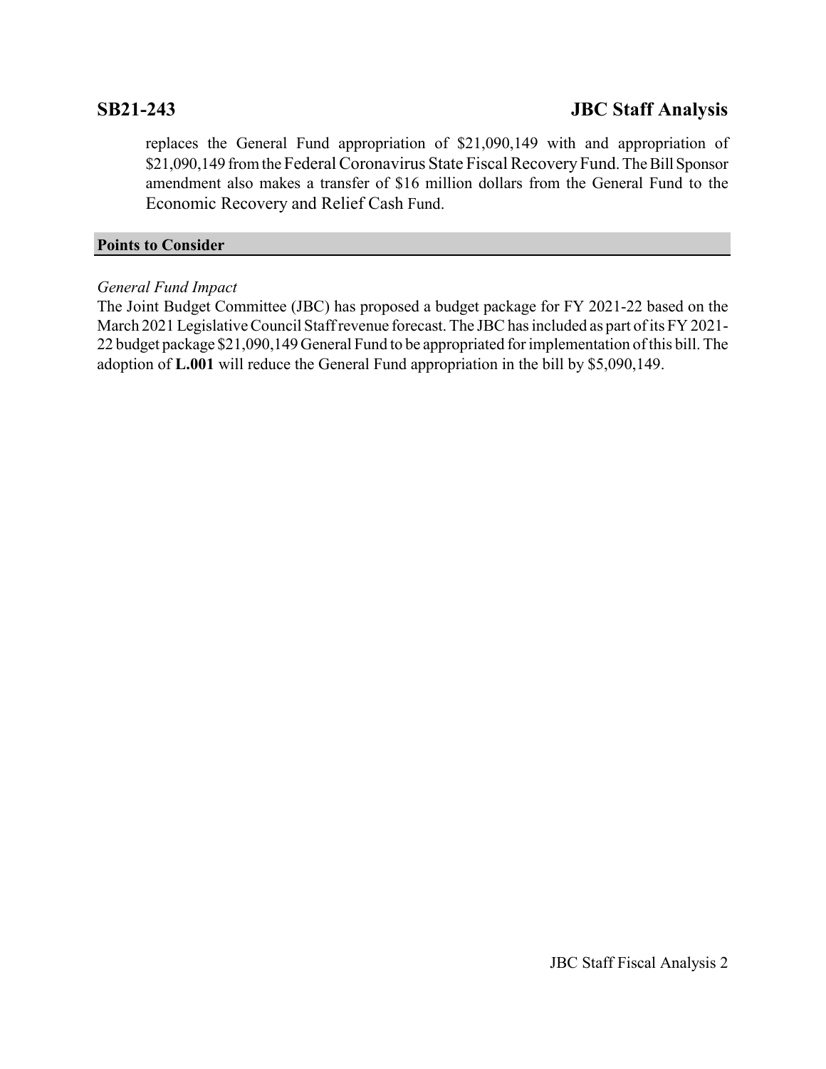replaces the General Fund appropriation of $21,090,149 with and appropriation of $21,090,149 from the Federal Coronavirus State Fiscal Recovery Fund. The Bill Sponsor amendment also makes a transfer of $16 million dollars from the General Fund to the Economic Recovery and Relief Cash Fund.

## Points to Consider

*General Fund Impact*

The Joint Budget Committee (JBC) has proposed a budget package for FY 2021-22 based on the March 2021 Legislative Council Staff revenue forecast. The JBC has included as part of its FY 2021-22 budget package $21,090,149 General Fund to be appropriated for implementation of this bill. The adoption of **L.001** will reduce the General Fund appropriation in the bill by $5,090,149.